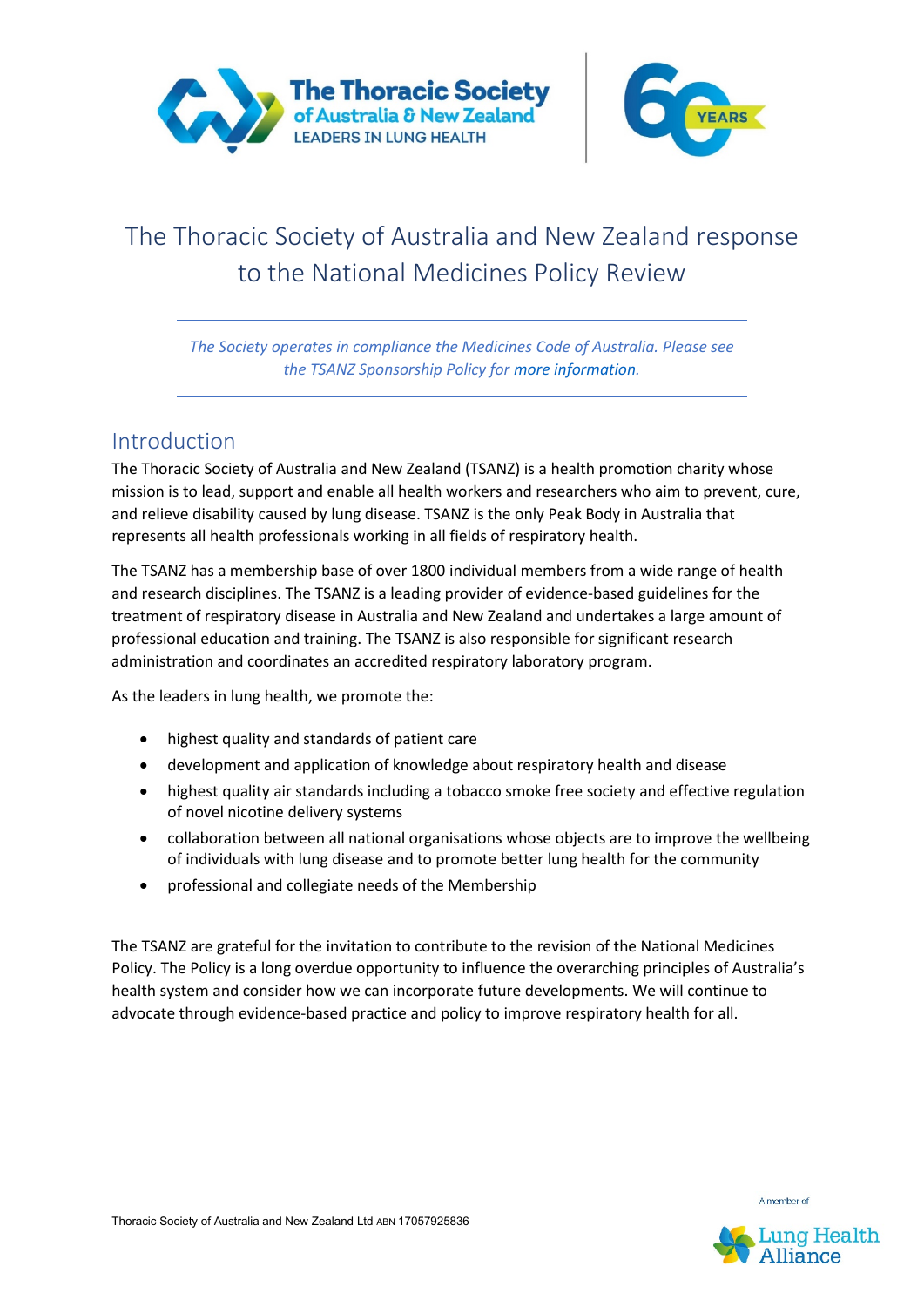# The Thoracic Society of Australia and New Zealand response to the National Medicines Policy Review

*The Society operates in compliance the Medicines Code of Australia. Please see the TSANZ Sponsorship Policy for more information.*

## Introduction

The Thoracic Society of Australia and New Zealand (TSANZ) is a health promotion charity whose mission is to lead, support and enable all health workers and researchers who aim to prevent, cure, and relieve disability caused by lung disease. TSANZ is the only Peak Body in Australia that represents all health professionals working in all fields of respiratory health.

The TSANZ has a membership base of over 1800 individual members from a wide range of health and research disciplines. The TSANZ is a leading provider of evidence-based guidelines for the treatment of respiratory disease in Australia and New Zealand and undertakes a large amount of professional education and training. The TSANZ is also responsible for significant research administration and coordinates an accredited respiratory laboratory program.

As the leaders in lung health, we promote the:

- highest quality and standards of patient care
- development and application of knowledge about respiratory health and disease
- highest quality air standards including a tobacco smoke free society and effective regulation of novel nicotine delivery systems
- collaboration between all national organisations whose objects are to improve the wellbeing of individuals with lung disease and to promote better lung health for the community
- professional and collegiate needs of the Membership

The TSANZ are grateful for the invitation to contribute to the revision of the National Medicines Policy. The Policy is a long overdue opportunity to influence the overarching principles of Australia's health system and consider how we can incorporate future developments. We will continue to advocate through evidence-based practice and policy to improve respiratory health for all.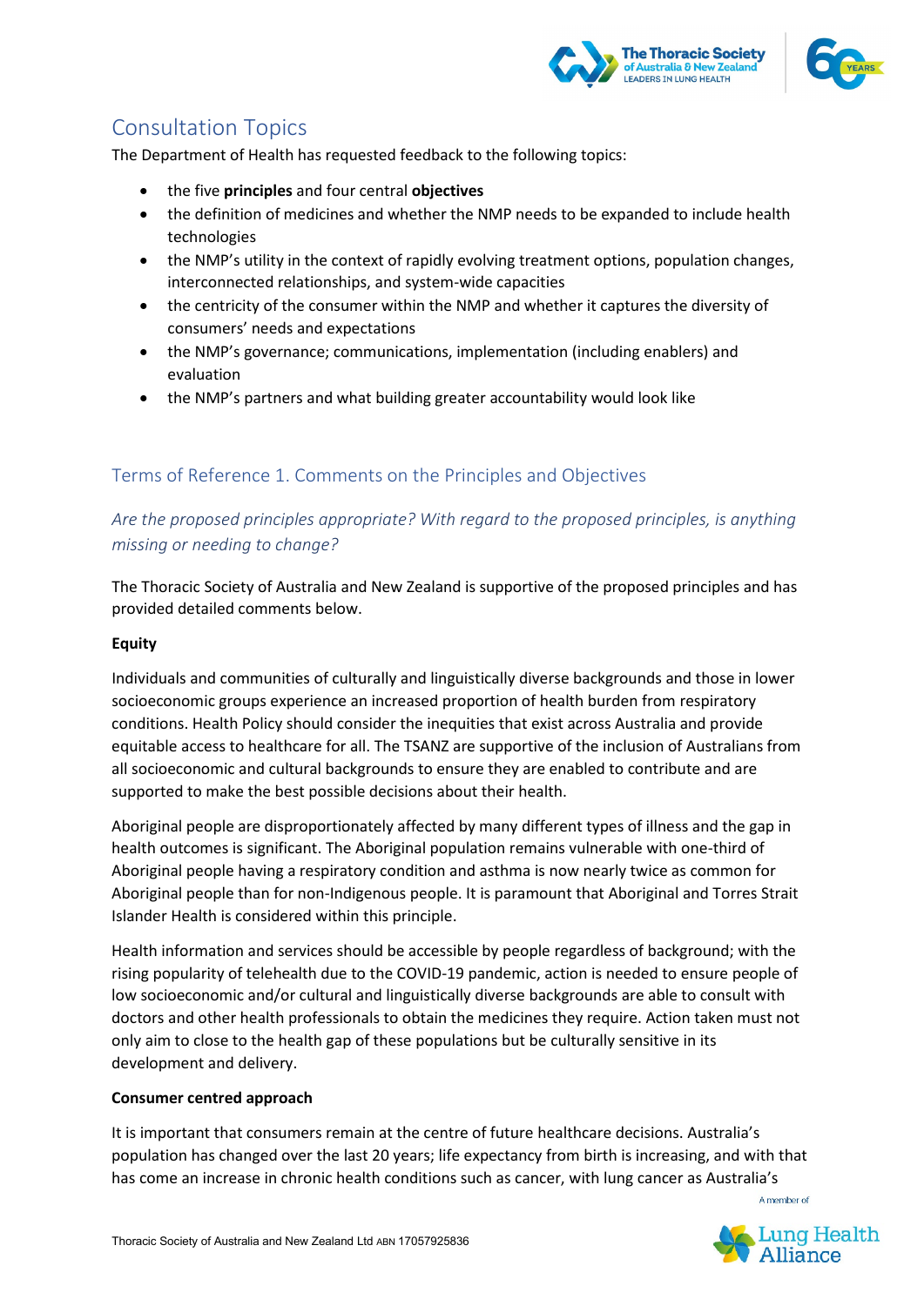## Consultation Topics

The Department of Health has requested feedback to the following topics:

- the five **principles** and four central **objectives**
- the definition of medicines and whether the NMP needs to be expanded to include health technologies
- the NMP's utility in the context of rapidly evolving treatment options, population changes, interconnected relationships, and system-wide capacities
- the centricity of the consumer within the NMP and whether it captures the diversity of consumers' needs and expectations
- the NMP's governance; communications, implementation (including enablers) and evaluation
- the NMP's partners and what building greater accountability would look like

## Terms of Reference 1. Comments on the Principles and Objectives

### *Are the proposed principles appropriate? With regard to the proposed principles, is anything missing or needing to change?*

The Thoracic Society of Australia and New Zealand is supportive of the proposed principles and has provided detailed comments below.

**Equity**

Individuals and communities of culturally and linguistically diverse backgrounds and those in lower socioeconomic groups experience an increased proportion of health burden from respiratory conditions. Health Policy should consider the inequities that exist across Australia and provide equitable access to healthcare for all. The TSANZ are supportive of the inclusion of Australians from all socioeconomic and cultural backgrounds to ensure they are enabled to contribute and are supported to make the best possible decisions about their health.

Aboriginal people are disproportionately affected by many different types of illness and the gap in health outcomes is significant. The Aboriginal population remains vulnerable with one-third of Aboriginal people having a respiratory condition and asthma is now nearly twice as common for Aboriginal people than for non-Indigenous people. It is paramount that Aboriginal and Torres Strait Islander Health is considered within this principle.

Health information and services should be accessible by people regardless of background; with the rising popularity of telehealth due to the COVID-19 pandemic, action is needed to ensure people of low socioeconomic and/or cultural and linguistically diverse backgrounds are able to consult with doctors and other health professionals to obtain the medicines they require. Action taken must not only aim to close to the health gap of these populations but be culturally sensitive in its development and delivery.

**Consumer centred approach**

It is important that consumers remain at the centre of future healthcare decisions. Australia's population has changed over the last 20 years; life expectancy from birth is increasing, and with that has come an increase in chronic health conditions such as cancer, with lung cancer as Australia's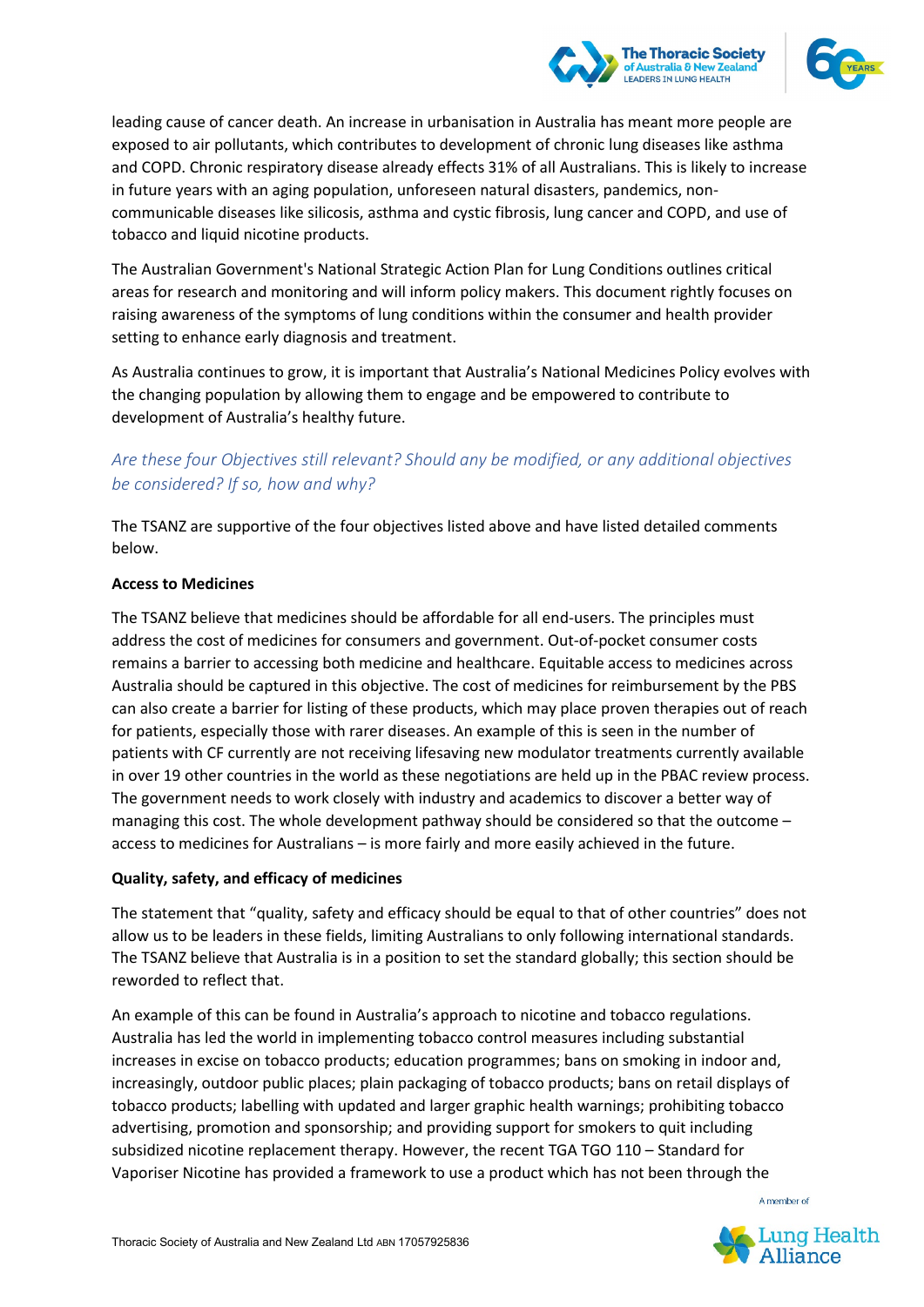leading cause of cancer death. An increase in urbanisation in Australia has meant more people are exposed to air pollutants, which contributes to development of chronic lung diseases like asthma and COPD. Chronic respiratory disease already effects 31% of all Australians. This is likely to increase in future years with an aging population, unforeseen natural disasters, pandemics, non-communicable diseases like silicosis, asthma and cystic fibrosis, lung cancer and COPD, and use of tobacco and liquid nicotine products.

The Australian Government's National Strategic Action Plan for Lung Conditions outlines critical areas for research and monitoring and will inform policy makers. This document rightly focuses on raising awareness of the symptoms of lung conditions within the consumer and health provider setting to enhance early diagnosis and treatment.

As Australia continues to grow, it is important that Australia's National Medicines Policy evolves with the changing population by allowing them to engage and be empowered to contribute to development of Australia's healthy future.

### *Are these four Objectives still relevant? Should any be modified, or any additional objectives be considered? If so, how and why?*

The TSANZ are supportive of the four objectives listed above and have listed detailed comments below.

**Access to Medicines**

The TSANZ believe that medicines should be affordable for all end-users. The principles must address the cost of medicines for consumers and government. Out-of-pocket consumer costs remains a barrier to accessing both medicine and healthcare. Equitable access to medicines across Australia should be captured in this objective. The cost of medicines for reimbursement by the PBS can also create a barrier for listing of these products, which may place proven therapies out of reach for patients, especially those with rarer diseases. An example of this is seen in the number of patients with CF currently are not receiving lifesaving new modulator treatments currently available in over 19 other countries in the world as these negotiations are held up in the PBAC review process. The government needs to work closely with industry and academics to discover a better way of managing this cost. The whole development pathway should be considered so that the outcome – access to medicines for Australians – is more fairly and more easily achieved in the future.

**Quality, safety, and efficacy of medicines**

The statement that "quality, safety and efficacy should be equal to that of other countries" does not allow us to be leaders in these fields, limiting Australians to only following international standards. The TSANZ believe that Australia is in a position to set the standard globally; this section should be reworded to reflect that.

An example of this can be found in Australia's approach to nicotine and tobacco regulations. Australia has led the world in implementing tobacco control measures including substantial increases in excise on tobacco products; education programmes; bans on smoking in indoor and, increasingly, outdoor public places; plain packaging of tobacco products; bans on retail displays of tobacco products; labelling with updated and larger graphic health warnings; prohibiting tobacco advertising, promotion and sponsorship; and providing support for smokers to quit including subsidized nicotine replacement therapy. However, the recent TGA TGO 110 – Standard for Vaporiser Nicotine has provided a framework to use a product which has not been through the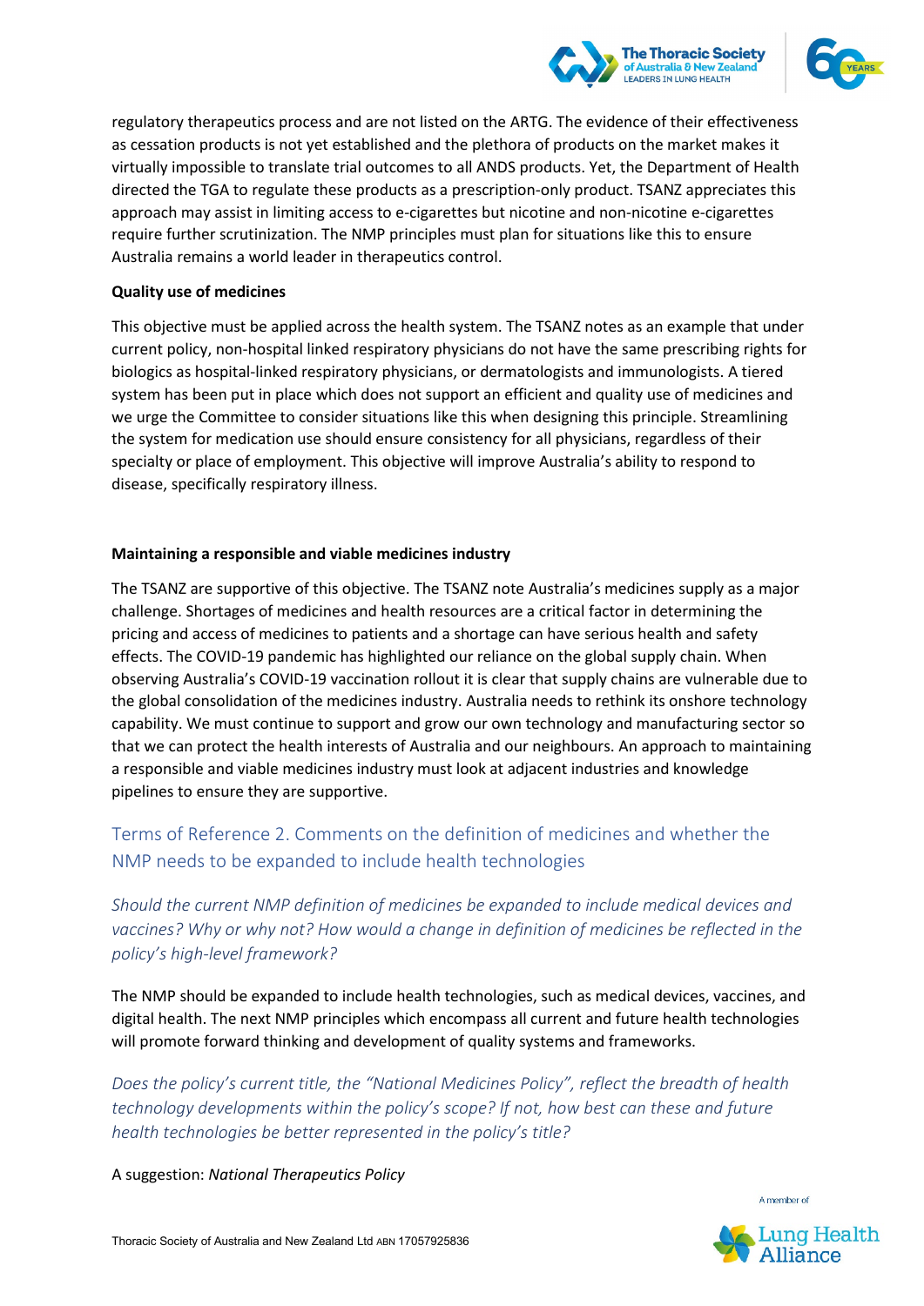regulatory therapeutics process and are not listed on the ARTG. The evidence of their effectiveness as cessation products is not yet established and the plethora of products on the market makes it virtually impossible to translate trial outcomes to all ANDS products. Yet, the Department of Health directed the TGA to regulate these products as a prescription-only product. TSANZ appreciates this approach may assist in limiting access to e-cigarettes but nicotine and non-nicotine e-cigarettes require further scrutinization. The NMP principles must plan for situations like this to ensure Australia remains a world leader in therapeutics control.

**Quality use of medicines**

This objective must be applied across the health system. The TSANZ notes as an example that under current policy, non-hospital linked respiratory physicians do not have the same prescribing rights for biologics as hospital-linked respiratory physicians, or dermatologists and immunologists. A tiered system has been put in place which does not support an efficient and quality use of medicines and we urge the Committee to consider situations like this when designing this principle. Streamlining the system for medication use should ensure consistency for all physicians, regardless of their specialty or place of employment. This objective will improve Australia's ability to respond to disease, specifically respiratory illness.

**Maintaining a responsible and viable medicines industry**

The TSANZ are supportive of this objective. The TSANZ note Australia's medicines supply as a major challenge. Shortages of medicines and health resources are a critical factor in determining the pricing and access of medicines to patients and a shortage can have serious health and safety effects. The COVID-19 pandemic has highlighted our reliance on the global supply chain. When observing Australia's COVID-19 vaccination rollout it is clear that supply chains are vulnerable due to the global consolidation of the medicines industry. Australia needs to rethink its onshore technology capability. We must continue to support and grow our own technology and manufacturing sector so that we can protect the health interests of Australia and our neighbours. An approach to maintaining a responsible and viable medicines industry must look at adjacent industries and knowledge pipelines to ensure they are supportive.

## Terms of Reference 2. Comments on the definition of medicines and whether the NMP needs to be expanded to include health technologies

*Should the current NMP definition of medicines be expanded to include medical devices and vaccines? Why or why not? How would a change in definition of medicines be reflected in the policy's high-level framework?*

The NMP should be expanded to include health technologies, such as medical devices, vaccines, and digital health. The next NMP principles which encompass all current and future health technologies will promote forward thinking and development of quality systems and frameworks.

*Does the policy's current title, the "National Medicines Policy", reflect the breadth of health technology developments within the policy's scope? If not, how best can these and future health technologies be better represented in the policy's title?*

A suggestion: *National Therapeutics Policy*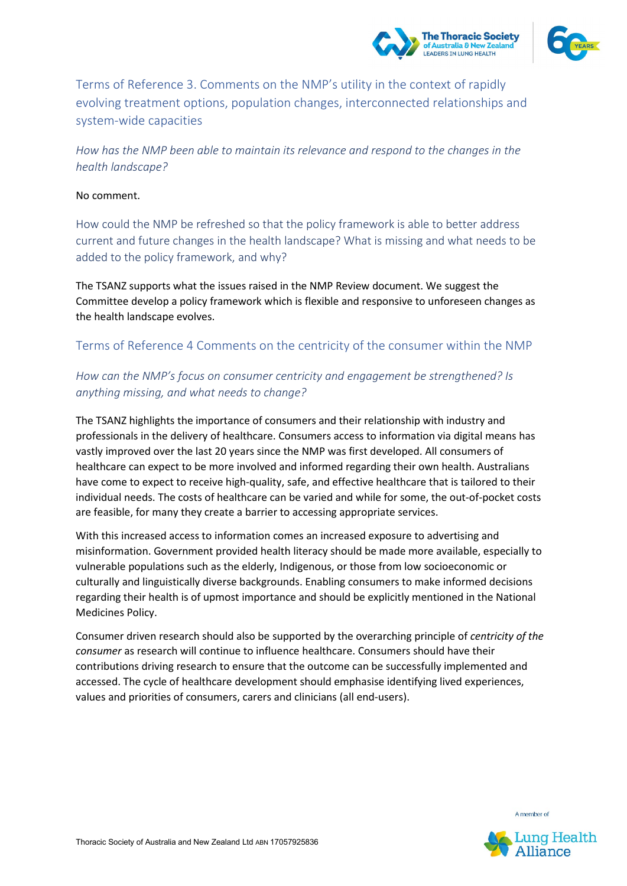## Terms of Reference 3. Comments on the NMP's utility in the context of rapidly evolving treatment options, population changes, interconnected relationships and system-wide capacities

*How has the NMP been able to maintain its relevance and respond to the changes in the health landscape?*

No comment.

### How could the NMP be refreshed so that the policy framework is able to better address current and future changes in the health landscape? What is missing and what needs to be added to the policy framework, and why?

The TSANZ supports what the issues raised in the NMP Review document. We suggest the Committee develop a policy framework which is flexible and responsive to unforeseen changes as the health landscape evolves.

## Terms of Reference 4 Comments on the centricity of the consumer within the NMP

*How can the NMP's focus on consumer centricity and engagement be strengthened? Is anything missing, and what needs to change?*

The TSANZ highlights the importance of consumers and their relationship with industry and professionals in the delivery of healthcare. Consumers access to information via digital means has vastly improved over the last 20 years since the NMP was first developed. All consumers of healthcare can expect to be more involved and informed regarding their own health. Australians have come to expect to receive high-quality, safe, and effective healthcare that is tailored to their individual needs. The costs of healthcare can be varied and while for some, the out-of-pocket costs are feasible, for many they create a barrier to accessing appropriate services.

With this increased access to information comes an increased exposure to advertising and misinformation. Government provided health literacy should be made more available, especially to vulnerable populations such as the elderly, Indigenous, or those from low socioeconomic or culturally and linguistically diverse backgrounds. Enabling consumers to make informed decisions regarding their health is of upmost importance and should be explicitly mentioned in the National Medicines Policy.

Consumer driven research should also be supported by the overarching principle of *centricity of the consumer* as research will continue to influence healthcare. Consumers should have their contributions driving research to ensure that the outcome can be successfully implemented and accessed. The cycle of healthcare development should emphasise identifying lived experiences, values and priorities of consumers, carers and clinicians (all end-users).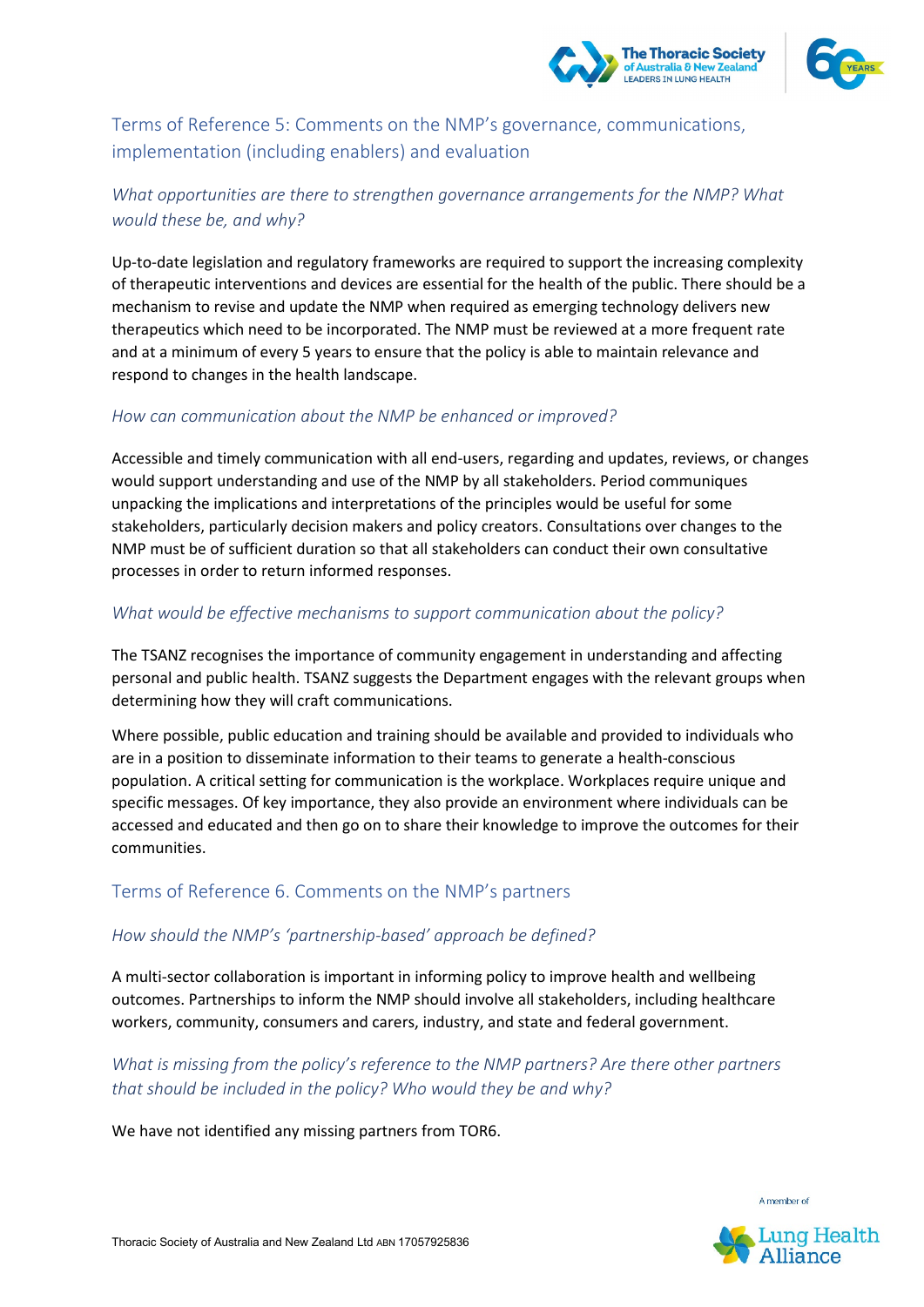## Terms of Reference 5: Comments on the NMP's governance, communications, implementation (including enablers) and evaluation

### *What opportunities are there to strengthen governance arrangements for the NMP? What would these be, and why?*

Up-to-date legislation and regulatory frameworks are required to support the increasing complexity of therapeutic interventions and devices are essential for the health of the public. There should be a mechanism to revise and update the NMP when required as emerging technology delivers new therapeutics which need to be incorporated. The NMP must be reviewed at a more frequent rate and at a minimum of every 5 years to ensure that the policy is able to maintain relevance and respond to changes in the health landscape.

### *How can communication about the NMP be enhanced or improved?*

Accessible and timely communication with all end-users, regarding and updates, reviews, or changes would support understanding and use of the NMP by all stakeholders. Period communiques unpacking the implications and interpretations of the principles would be useful for some stakeholders, particularly decision makers and policy creators. Consultations over changes to the NMP must be of sufficient duration so that all stakeholders can conduct their own consultative processes in order to return informed responses.

### *What would be effective mechanisms to support communication about the policy?*

The TSANZ recognises the importance of community engagement in understanding and affecting personal and public health. TSANZ suggests the Department engages with the relevant groups when determining how they will craft communications.

Where possible, public education and training should be available and provided to individuals who are in a position to disseminate information to their teams to generate a health-conscious population. A critical setting for communication is the workplace. Workplaces require unique and specific messages. Of key importance, they also provide an environment where individuals can be accessed and educated and then go on to share their knowledge to improve the outcomes for their communities.

## Terms of Reference 6. Comments on the NMP's partners

### *How should the NMP's 'partnership-based' approach be defined?*

A multi-sector collaboration is important in informing policy to improve health and wellbeing outcomes. Partnerships to inform the NMP should involve all stakeholders, including healthcare workers, community, consumers and carers, industry, and state and federal government.

### *What is missing from the policy's reference to the NMP partners? Are there other partners that should be included in the policy? Who would they be and why?*

We have not identified any missing partners from TOR6.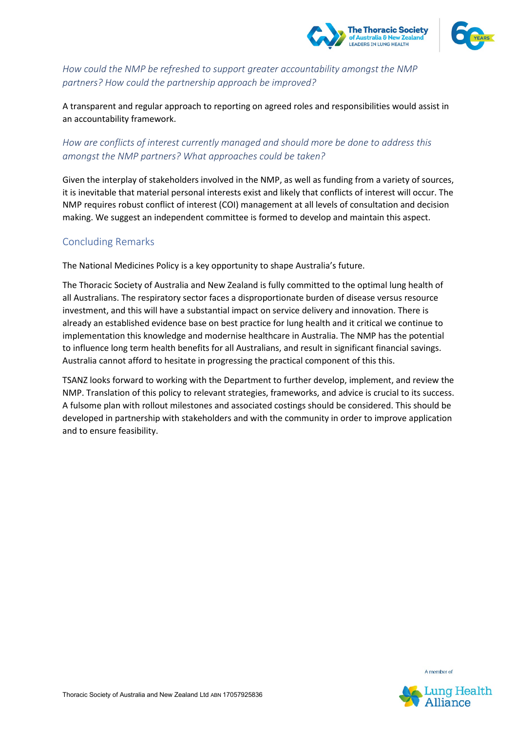*How could the NMP be refreshed to support greater accountability amongst the NMP partners? How could the partnership approach be improved?*

A transparent and regular approach to reporting on agreed roles and responsibilities would assist in an accountability framework.

*How are conflicts of interest currently managed and should more be done to address this amongst the NMP partners? What approaches could be taken?*

Given the interplay of stakeholders involved in the NMP, as well as funding from a variety of sources, it is inevitable that material personal interests exist and likely that conflicts of interest will occur. The NMP requires robust conflict of interest (COI) management at all levels of consultation and decision making. We suggest an independent committee is formed to develop and maintain this aspect.

## Concluding Remarks

The National Medicines Policy is a key opportunity to shape Australia's future.

The Thoracic Society of Australia and New Zealand is fully committed to the optimal lung health of all Australians. The respiratory sector faces a disproportionate burden of disease versus resource investment, and this will have a substantial impact on service delivery and innovation. There is already an established evidence base on best practice for lung health and it critical we continue to implementation this knowledge and modernise healthcare in Australia. The NMP has the potential to influence long term health benefits for all Australians, and result in significant financial savings. Australia cannot afford to hesitate in progressing the practical component of this this.

TSANZ looks forward to working with the Department to further develop, implement, and review the NMP. Translation of this policy to relevant strategies, frameworks, and advice is crucial to its success. A fulsome plan with rollout milestones and associated costings should be considered. This should be developed in partnership with stakeholders and with the community in order to improve application and to ensure feasibility.